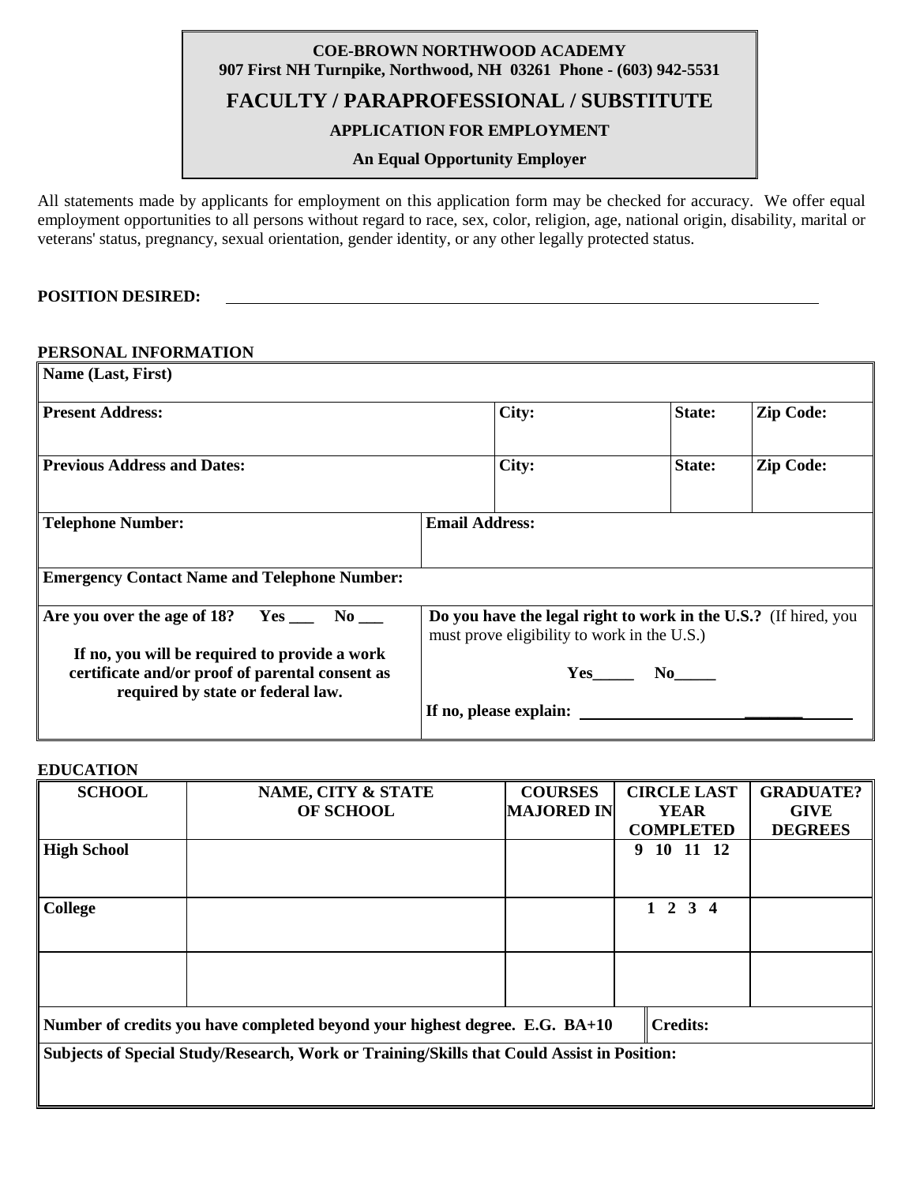**COE-BROWN NORTHWOOD ACADEMY**
**907 First NH Turnpike, Northwood, NH 03261 Phone - (603) 942-5531**

# FACULTY / PARAPROFESSIONAL / SUBSTITUTE

**APPLICATION FOR EMPLOYMENT**

**An Equal Opportunity Employer**

All statements made by applicants for employment on this application form may be checked for accuracy. We offer equal employment opportunities to all persons without regard to race, sex, color, religion, age, national origin, disability, marital or veterans' status, pregnancy, sexual orientation, gender identity, or any other legally protected status.

**POSITION DESIRED:** ______________________________________________________________

**PERSONAL INFORMATION**

| **Name (Last, First)** | | | | |
|---|---|---|---|---|
| **Present Address:** | | **City:** | **State:** | **Zip Code:** |
| **Previous Address and Dates:** | | **City:** | **State:** | **Zip Code:** |
| **Telephone Number:** | **Email Address:** | | | |
| **Emergency Contact Name and Telephone Number:** | | | | |
| **Are you over the age of 18? Yes ___ No ___** <br><br> **If no, you will be required to provide a work certificate and/or proof of parental consent as required by state or federal law.** | **Do you have the legal right to work in the U.S.?** (If hired, you must prove eligibility to work in the U.S.) <br><br> **Yes_____ No_____** <br><br> **If no, please explain:** ____________________ | | | |

**EDUCATION**

| **SCHOOL** | **NAME, CITY & STATE OF SCHOOL** | **COURSES MAJORED IN** | **CIRCLE LAST YEAR COMPLETED** | **GRADUATE? GIVE DEGREES** |
|---|---|---|---|---|
| **High School** | | | **9 10 11 12** | |
| **College** | | | **1 2 3 4** | |
| | | | | |
| **Number of credits you have completed beyond your highest degree. E.G. BA+10** | | | **Credits:** | |
| **Subjects of Special Study/Research, Work or Training/Skills that Could Assist in Position:** | | | | |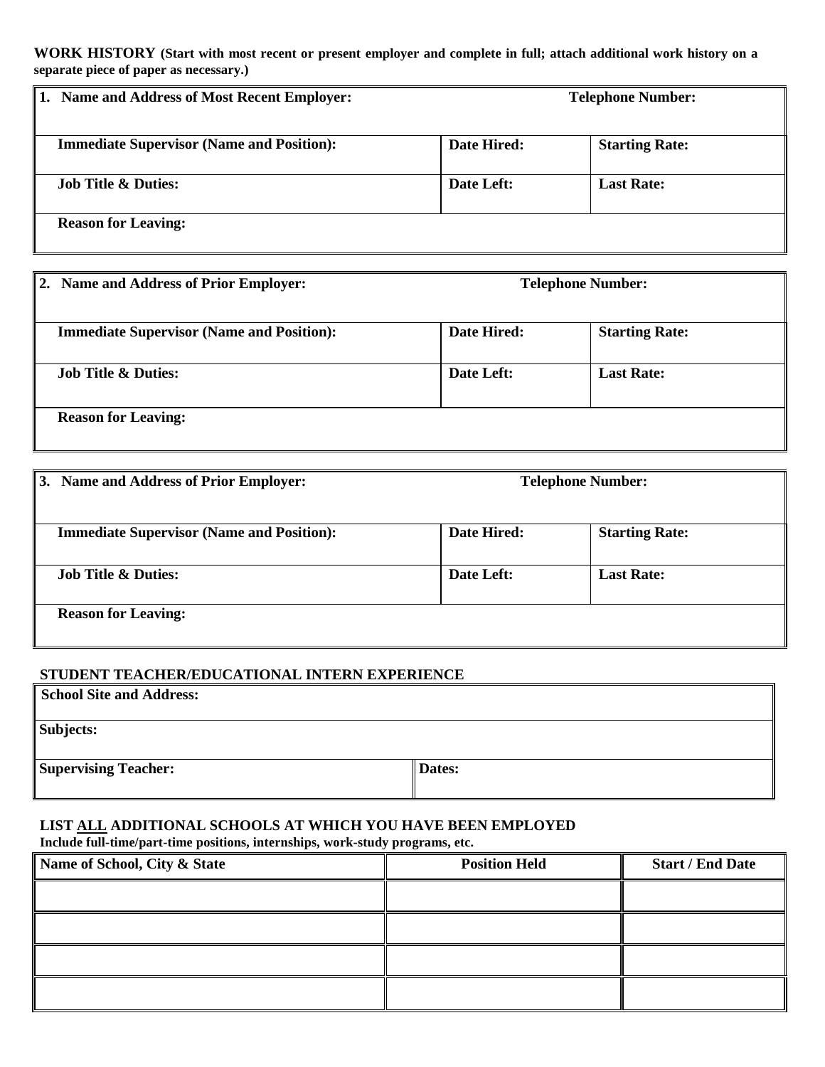**WORK HISTORY (Start with most recent or present employer and complete in full; attach additional work history on a separate piece of paper as necessary.)**

| **1. Name and Address of Most Recent Employer:** | | **Telephone Number:** |
|---|---|---|
| **Immediate Supervisor (Name and Position):** | **Date Hired:** | **Starting Rate:** |
| **Job Title & Duties:** | **Date Left:** | **Last Rate:** |
| **Reason for Leaving:** | | |

| **2. Name and Address of Prior Employer:** | | **Telephone Number:** |
|---|---|---|
| **Immediate Supervisor (Name and Position):** | **Date Hired:** | **Starting Rate:** |
| **Job Title & Duties:** | **Date Left:** | **Last Rate:** |
| **Reason for Leaving:** | | |

| **3. Name and Address of Prior Employer:** | | **Telephone Number:** |
|---|---|---|
| **Immediate Supervisor (Name and Position):** | **Date Hired:** | **Starting Rate:** |
| **Job Title & Duties:** | **Date Left:** | **Last Rate:** |
| **Reason for Leaving:** | | |

**STUDENT TEACHER/EDUCATIONAL INTERN EXPERIENCE**

| **School Site and Address:** | |
|---|---|
| **Subjects:** | |
| **Supervising Teacher:** | **Dates:** |

**LIST ALL ADDITIONAL SCHOOLS AT WHICH YOU HAVE BEEN EMPLOYED**

**Include full-time/part-time positions, internships, work-study programs, etc.**

| Name of School, City & State | Position Held | Start / End Date |
|---|---|---|
| | | |
| | | |
| | | |
| | | |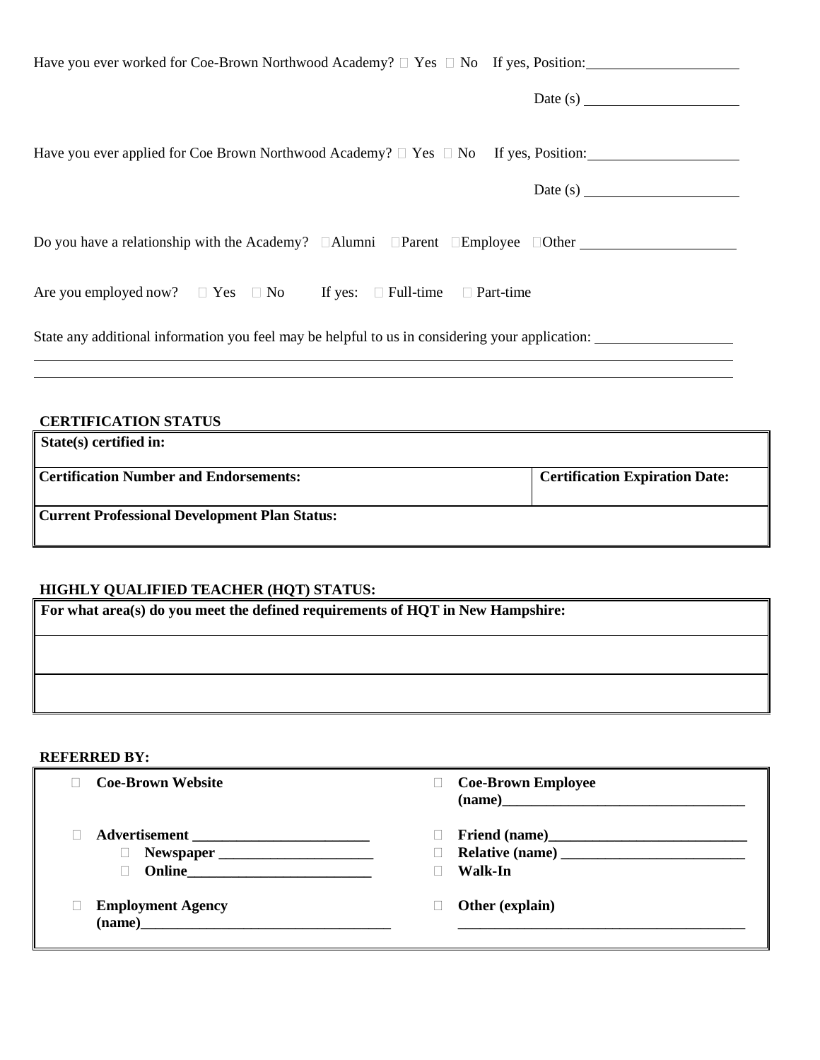Have you ever worked for Coe-Brown Northwood Academy? ☐ Yes ☐ No If yes, Position: ____________________

Date (s) ____________________

Have you ever applied for Coe Brown Northwood Academy? ☐ Yes ☐ No If yes, Position: ____________________

Date (s) ____________________

Do you have a relationship with the Academy? ☐Alumni ☐Parent ☐Employee ☐Other ____________________

Are you employed now? ☐ Yes ☐ No If yes: ☐ Full-time ☐ Part-time

State any additional information you feel may be helpful to us in considering your application: ____________________

________________________________________________________________________________

________________________________________________________________________________

**CERTIFICATION STATUS**

| **State(s) certified in:** | |
|---|---|
| **Certification Number and Endorsements:** | **Certification Expiration Date:** |
| **Current Professional Development Plan Status:** | |

**HIGHLY QUALIFIED TEACHER (HQT) STATUS:**

| **For what area(s) do you meet the defined requirements of HQT in New Hampshire:** |
|---|
| |
| |

**REFERRED BY:**

- ☐ **Coe-Brown Website**
- ☐ **Advertisement** ____________________
  - ☐ **Newspaper** ____________________
  - ☐ **Online**____________________
- ☐ **Employment Agency (name)**____________________
- ☐ **Coe-Brown Employee (name)**____________________
- ☐ **Friend (name)**____________________
- ☐ **Relative (name)** ____________________
- ☐ **Walk-In**
- ☐ **Other (explain)** ____________________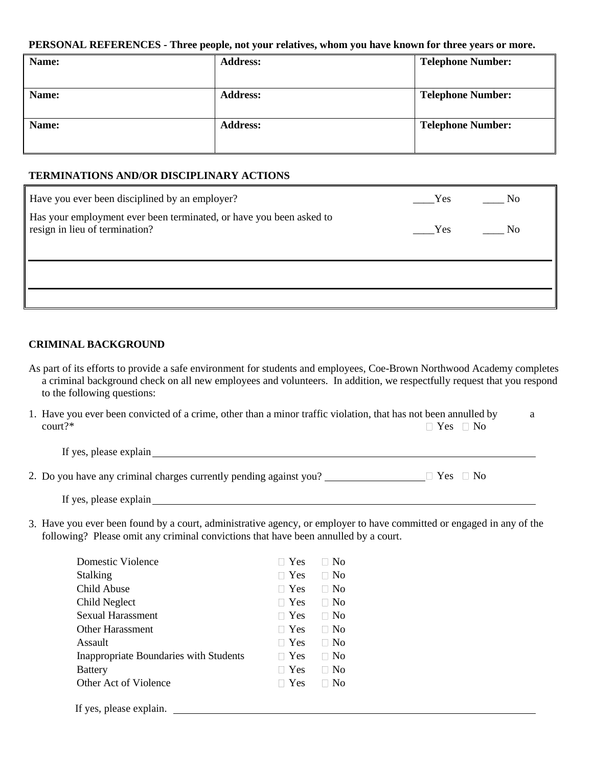**PERSONAL REFERENCES - Three people, not your relatives, whom you have known for three years or more.**

| Name: | Address: | Telephone Number: |
|---|---|---|
| Name: | Address: | Telephone Number: |
| Name: | Address: | Telephone Number: |

**TERMINATIONS AND/OR DISCIPLINARY ACTIONS**

| | | |
|---|---|---|
| Have you ever been disciplined by an employer? | ____Yes | ____ No |
| Has your employment ever been terminated, or have you been asked to resign in lieu of termination? | ____Yes | ____ No |
| | | |
| | | |

**CRIMINAL BACKGROUND**

As part of its efforts to provide a safe environment for students and employees, Coe-Brown Northwood Academy completes a criminal background check on all new employees and volunteers. In addition, we respectfully request that you respond to the following questions:

1. Have you ever been convicted of a crime, other than a minor traffic violation, that has not been annulled by a court?* ☐ Yes ☐ No

   If yes, please explain ______________________________________________

2. Do you have any criminal charges currently pending against you? __________ ☐ Yes ☐ No

   If yes, please explain ______________________________________________

3. Have you ever been found by a court, administrative agency, or employer to have committed or engaged in any of the following? Please omit any criminal convictions that have been annulled by a court.

| | | |
|---|---|---|
| Domestic Violence | ☐ Yes | ☐ No |
| Stalking | ☐ Yes | ☐ No |
| Child Abuse | ☐ Yes | ☐ No |
| Child Neglect | ☐ Yes | ☐ No |
| Sexual Harassment | ☐ Yes | ☐ No |
| Other Harassment | ☐ Yes | ☐ No |
| Assault | ☐ Yes | ☐ No |
| Inappropriate Boundaries with Students | ☐ Yes | ☐ No |
| Battery | ☐ Yes | ☐ No |
| Other Act of Violence | ☐ Yes | ☐ No |

If yes, please explain. ______________________________________________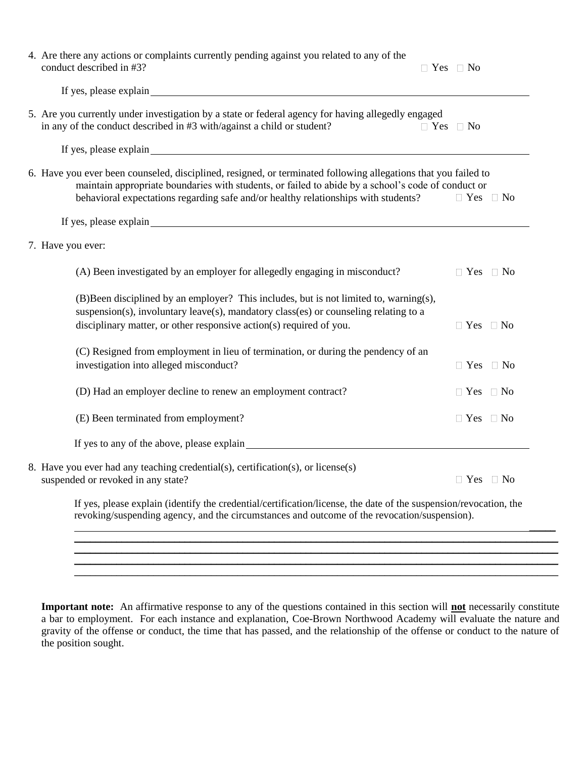4. Are there any actions or complaints currently pending against you related to any of the conduct described in #3? ☐ Yes ☐ No

   If yes, please explain ____________________________________________

5. Are you currently under investigation by a state or federal agency for having allegedly engaged in any of the conduct described in #3 with/against a child or student? ☐ Yes ☐ No

   If yes, please explain ____________________________________________

6. Have you ever been counseled, disciplined, resigned, or terminated following allegations that you failed to maintain appropriate boundaries with students, or failed to abide by a school's code of conduct or behavioral expectations regarding safe and/or healthy relationships with students? ☐ Yes ☐ No

   If yes, please explain ____________________________________________

7. Have you ever:

   (A) Been investigated by an employer for allegedly engaging in misconduct? ☐ Yes ☐ No

   (B)Been disciplined by an employer? This includes, but is not limited to, warning(s), suspension(s), involuntary leave(s), mandatory class(es) or counseling relating to a disciplinary matter, or other responsive action(s) required of you. ☐ Yes ☐ No

   (C) Resigned from employment in lieu of termination, or during the pendency of an investigation into alleged misconduct? ☐ Yes ☐ No

   (D) Had an employer decline to renew an employment contract? ☐ Yes ☐ No

   (E) Been terminated from employment? ☐ Yes ☐ No

   If yes to any of the above, please explain ____________________________________________

8. Have you ever had any teaching credential(s), certification(s), or license(s) suspended or revoked in any state? ☐ Yes ☐ No

   If yes, please explain (identify the credential/certification/license, the date of the suspension/revocation, the revoking/suspending agency, and the circumstances and outcome of the revocation/suspension).

   ____________________________________________
   ____________________________________________
   ____________________________________________
   ____________________________________________
   ____________________________________________

**Important note:** An affirmative response to any of the questions contained in this section will **not** necessarily constitute a bar to employment. For each instance and explanation, Coe-Brown Northwood Academy will evaluate the nature and gravity of the offense or conduct, the time that has passed, and the relationship of the offense or conduct to the nature of the position sought.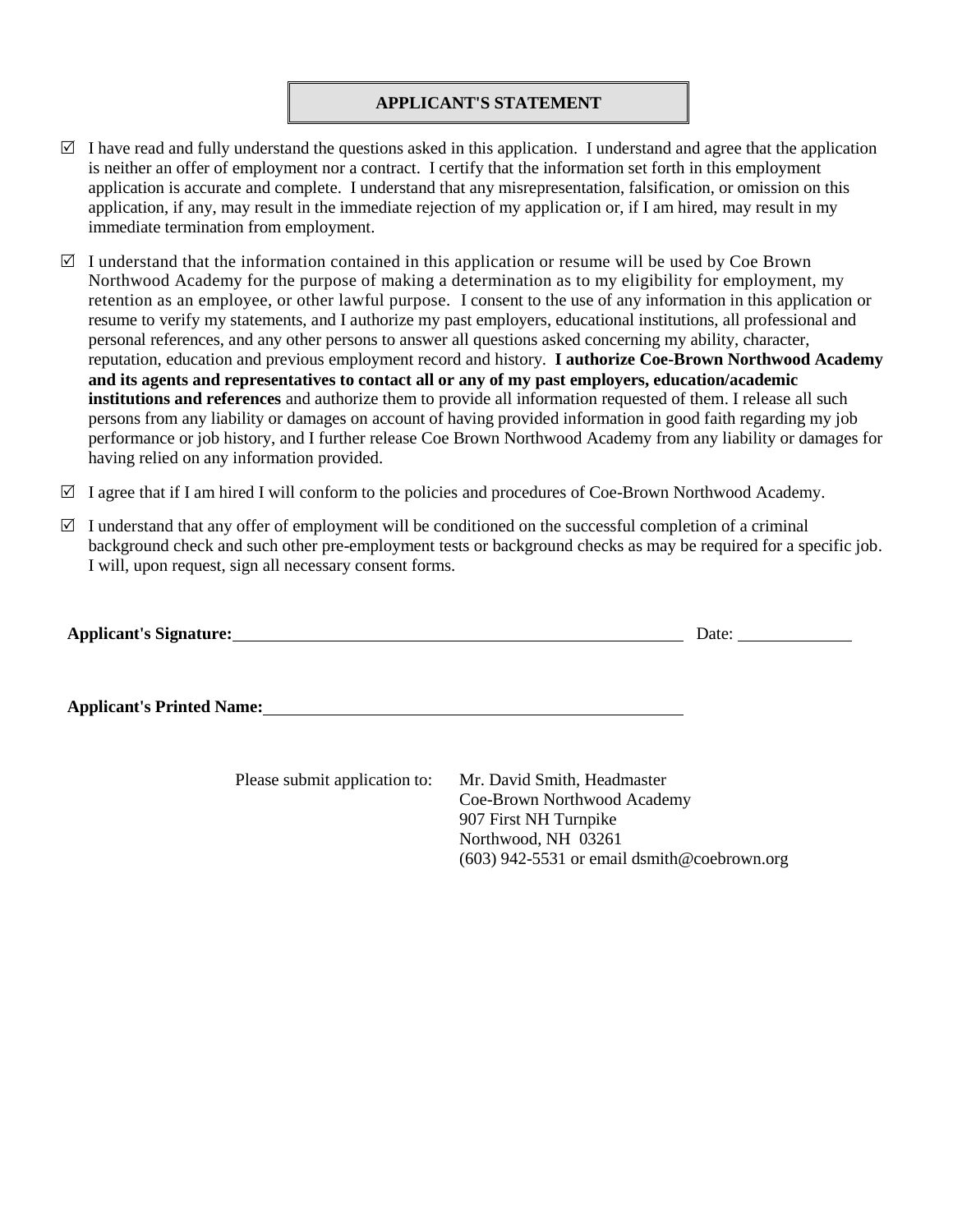## APPLICANT'S STATEMENT

- ☑ I have read and fully understand the questions asked in this application. I understand and agree that the application is neither an offer of employment nor a contract. I certify that the information set forth in this employment application is accurate and complete. I understand that any misrepresentation, falsification, or omission on this application, if any, may result in the immediate rejection of my application or, if I am hired, may result in my immediate termination from employment.

- ☑ I understand that the information contained in this application or resume will be used by Coe Brown Northwood Academy for the purpose of making a determination as to my eligibility for employment, my retention as an employee, or other lawful purpose. I consent to the use of any information in this application or resume to verify my statements, and I authorize my past employers, educational institutions, all professional and personal references, and any other persons to answer all questions asked concerning my ability, character, reputation, education and previous employment record and history. **I authorize Coe-Brown Northwood Academy and its agents and representatives to contact all or any of my past employers, education/academic institutions and references** and authorize them to provide all information requested of them. I release all such persons from any liability or damages on account of having provided information in good faith regarding my job performance or job history, and I further release Coe Brown Northwood Academy from any liability or damages for having relied on any information provided.

- ☑ I agree that if I am hired I will conform to the policies and procedures of Coe-Brown Northwood Academy.

- ☑ I understand that any offer of employment will be conditioned on the successful completion of a criminal background check and such other pre-employment tests or background checks as may be required for a specific job. I will, upon request, sign all necessary consent forms.

**Applicant's Signature:** ______________________________________________ Date: ____________

**Applicant's Printed Name:** ______________________________________________

Please submit application to:

Mr. David Smith, Headmaster
Coe-Brown Northwood Academy
907 First NH Turnpike
Northwood, NH 03261
(603) 942-5531 or email dsmith@coebrown.org